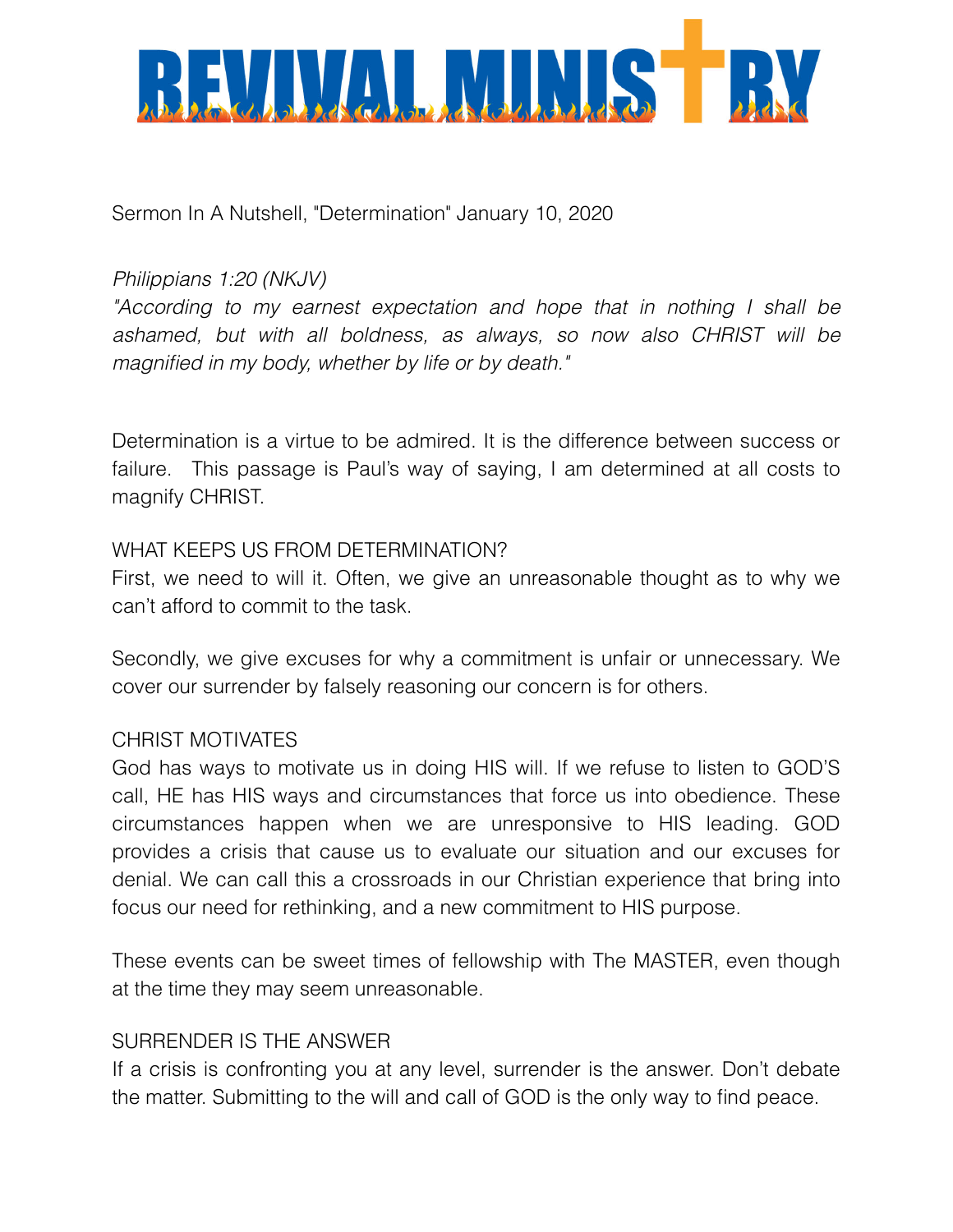# REVIVAL MINISTRY

Sermon In A Nutshell, "Determination" January 10, 2020

*Philippians 1:20 (NKJV)*

*"According to my earnest expectation and hope that in nothing I shall be ashamed, but with all boldness, as always, so now also CHRIST will be magnified in my body, whether by life or by death."*

Determination is a virtue to be admired. It is the difference between success or failure. This passage is Paul's way of saying, I am determined at all costs to magnify CHRIST.

WHAT KEEPS US FROM DETERMINATION?

First, we need to will it. Often, we give an unreasonable thought as to why we can't afford to commit to the task.

Secondly, we give excuses for why a commitment is unfair or unnecessary. We cover our surrender by falsely reasoning our concern is for others.

CHRIST MOTIVATES

God has ways to motivate us in doing HIS will. If we refuse to listen to GOD'S call, HE has HIS ways and circumstances that force us into obedience. These circumstances happen when we are unresponsive to HIS leading. GOD provides a crisis that cause us to evaluate our situation and our excuses for denial. We can call this a crossroads in our Christian experience that bring into focus our need for rethinking, and a new commitment to HIS purpose.

These events can be sweet times of fellowship with The MASTER, even though at the time they may seem unreasonable.

SURRENDER IS THE ANSWER

If a crisis is confronting you at any level, surrender is the answer. Don't debate the matter. Submitting to the will and call of GOD is the only way to find peace.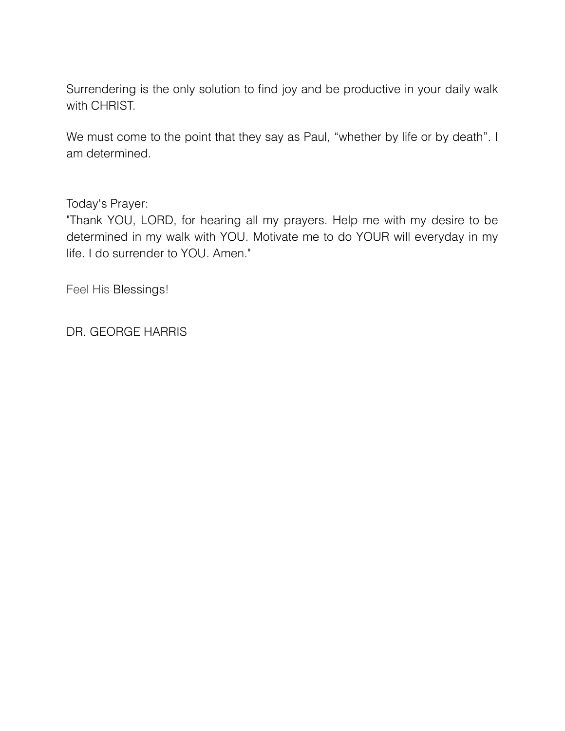Surrendering is the only solution to find joy and be productive in your daily walk with CHRIST.

We must come to the point that they say as Paul, “whether by life or by death”. I am determined.

Today's Prayer:
"Thank YOU, LORD, for hearing all my prayers. Help me with my desire to be determined in my walk with YOU. Motivate me to do YOUR will everyday in my life. I do surrender to YOU. Amen."

Feel His Blessings!

DR. GEORGE HARRIS